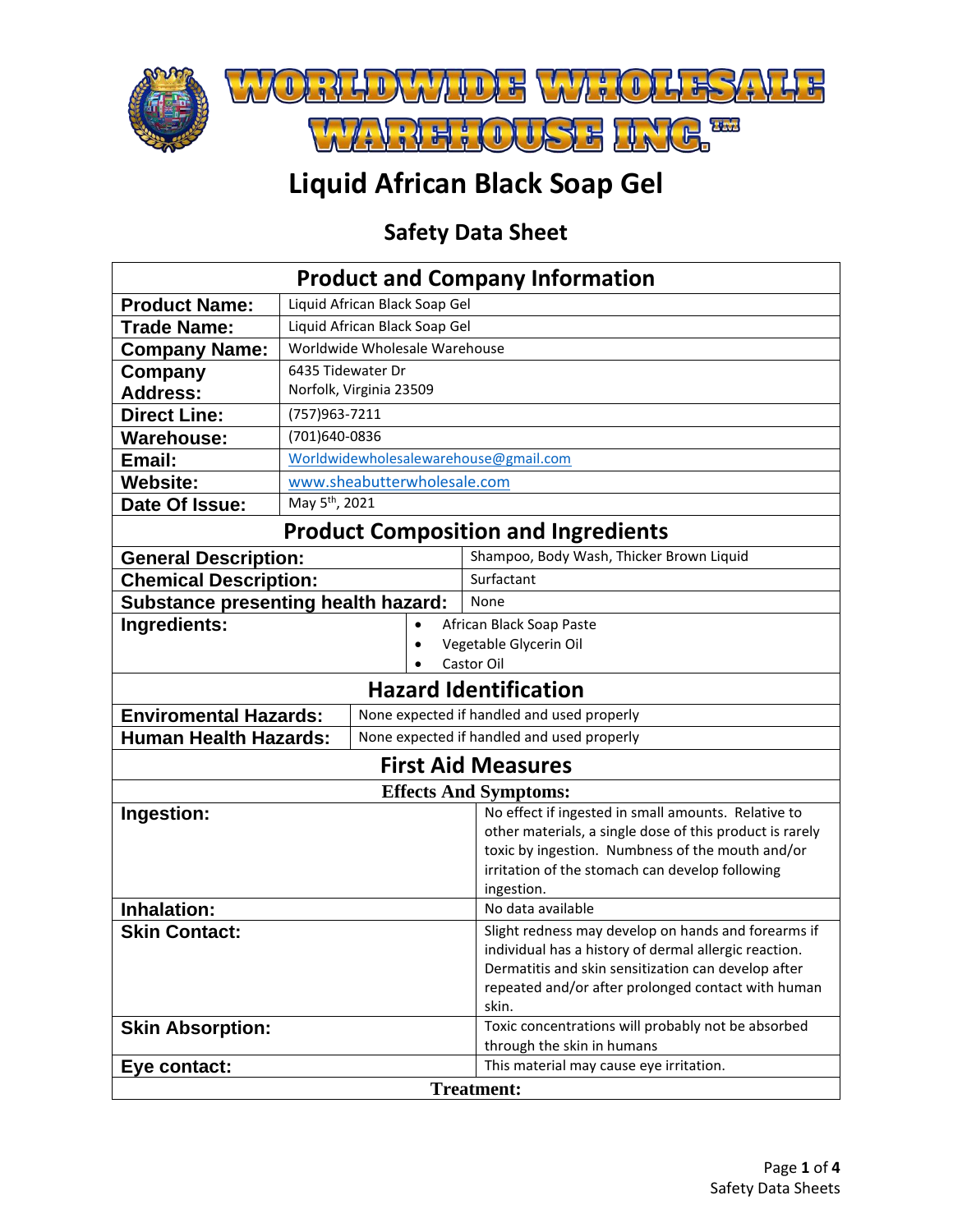# WORLDWIDE WHOLESALE WAREHOUSE INC.™

# Liquid African Black Soap Gel

## Safety Data Sheet

| Product and Company Information | |
|---|---|
| **Product Name:** | Liquid African Black Soap Gel |
| **Trade Name:** | Liquid African Black Soap Gel |
| **Company Name:** | Worldwide Wholesale Warehouse |
| **Company Address:** | 6435 Tidewater Dr<br>Norfolk, Virginia 23509 |
| **Direct Line:** | (757)963-7211 |
| **Warehouse:** | (701)640-0836 |
| **Email:** | Worldwidewholesalewarehouse@gmail.com |
| **Website:** | www.sheabutterwholesale.com |
| **Date Of Issue:** | May 5th, 2021 |

| Product Composition and Ingredients | |
|---|---|
| **General Description:** | Shampoo, Body Wash, Thicker Brown Liquid |
| **Chemical Description:** | Surfactant |
| **Substance presenting health hazard:** | None |
| **Ingredients:** | • African Black Soap Paste<br>• Vegetable Glycerin Oil<br>• Castor Oil |

| Hazard Identification | |
|---|---|
| **Enviromental Hazards:** | None expected if handled and used properly |
| **Human Health Hazards:** | None expected if handled and used properly |

| First Aid Measures | |
|---|---|
| **Effects And Symptoms:** | |
| **Ingestion:** | No effect if ingested in small amounts. Relative to other materials, a single dose of this product is rarely toxic by ingestion. Numbness of the mouth and/or irritation of the stomach can develop following ingestion. |
| **Inhalation:** | No data available |
| **Skin Contact:** | Slight redness may develop on hands and forearms if individual has a history of dermal allergic reaction. Dermatitis and skin sensitization can develop after repeated and/or after prolonged contact with human skin. |
| **Skin Absorption:** | Toxic concentrations will probably not be absorbed through the skin in humans |
| **Eye contact:** | This material may cause eye irritation. |
| **Treatment:** | |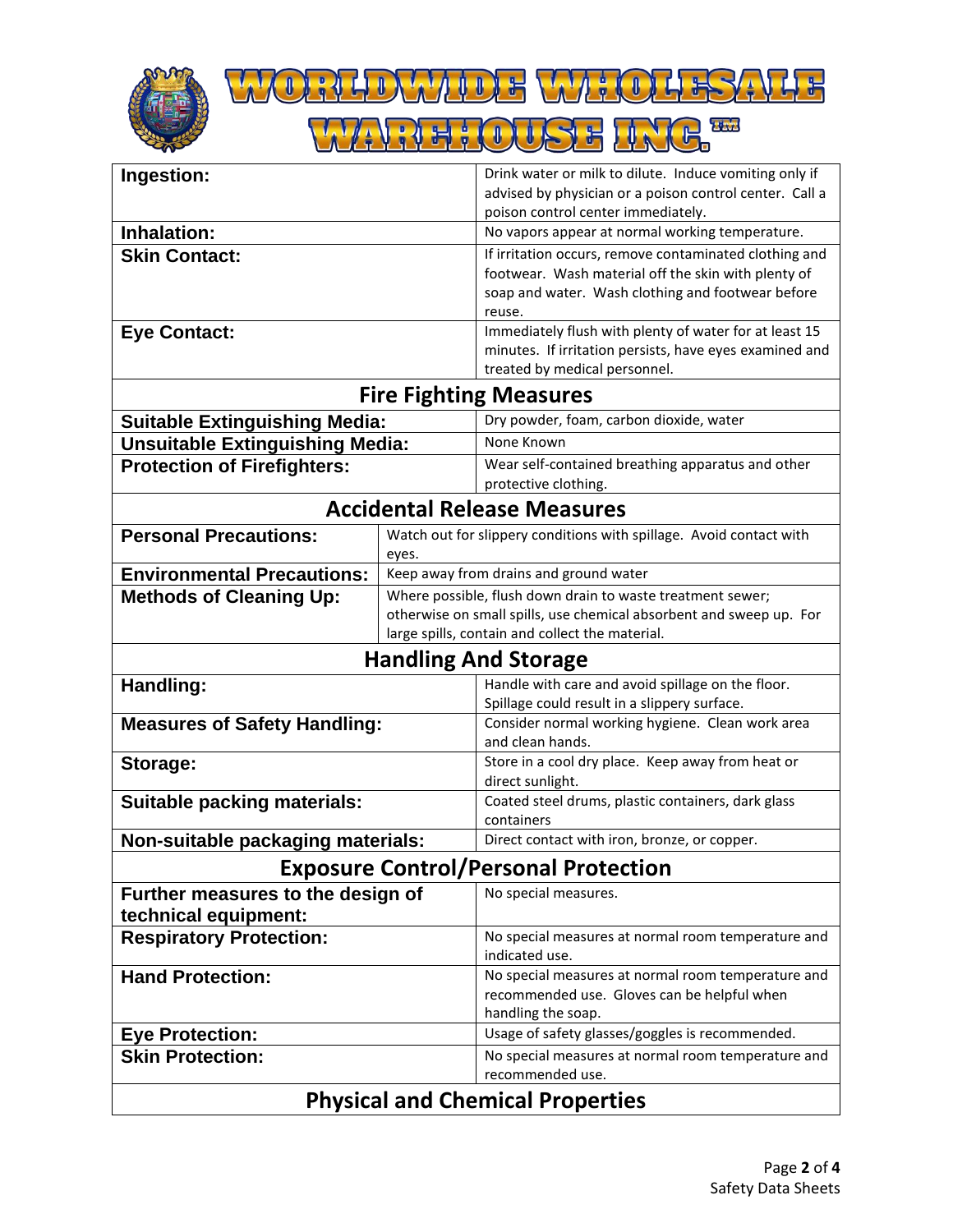| | |
|---|---|
| **Ingestion:** | Drink water or milk to dilute. Induce vomiting only if advised by physician or a poison control center. Call a poison control center immediately. |
| **Inhalation:** | No vapors appear at normal working temperature. |
| **Skin Contact:** | If irritation occurs, remove contaminated clothing and footwear. Wash material off the skin with plenty of soap and water. Wash clothing and footwear before reuse. |
| **Eye Contact:** | Immediately flush with plenty of water for at least 15 minutes. If irritation persists, have eyes examined and treated by medical personnel. |

## Fire Fighting Measures

| | |
|---|---|
| **Suitable Extinguishing Media:** | Dry powder, foam, carbon dioxide, water |
| **Unsuitable Extinguishing Media:** | None Known |
| **Protection of Firefighters:** | Wear self-contained breathing apparatus and other protective clothing. |

## Accidental Release Measures

| | |
|---|---|
| **Personal Precautions:** | Watch out for slippery conditions with spillage. Avoid contact with eyes. |
| **Environmental Precautions:** | Keep away from drains and ground water |
| **Methods of Cleaning Up:** | Where possible, flush down drain to waste treatment sewer; otherwise on small spills, use chemical absorbent and sweep up. For large spills, contain and collect the material. |

## Handling And Storage

| | |
|---|---|
| **Handling:** | Handle with care and avoid spillage on the floor. Spillage could result in a slippery surface. |
| **Measures of Safety Handling:** | Consider normal working hygiene. Clean work area and clean hands. |
| **Storage:** | Store in a cool dry place. Keep away from heat or direct sunlight. |
| **Suitable packing materials:** | Coated steel drums, plastic containers, dark glass containers |
| **Non-suitable packaging materials:** | Direct contact with iron, bronze, or copper. |

## Exposure Control/Personal Protection

| | |
|---|---|
| **Further measures to the design of technical equipment:** | No special measures. |
| **Respiratory Protection:** | No special measures at normal room temperature and indicated use. |
| **Hand Protection:** | No special measures at normal room temperature and recommended use. Gloves can be helpful when handling the soap. |
| **Eye Protection:** | Usage of safety glasses/goggles is recommended. |
| **Skin Protection:** | No special measures at normal room temperature and recommended use. |

## Physical and Chemical Properties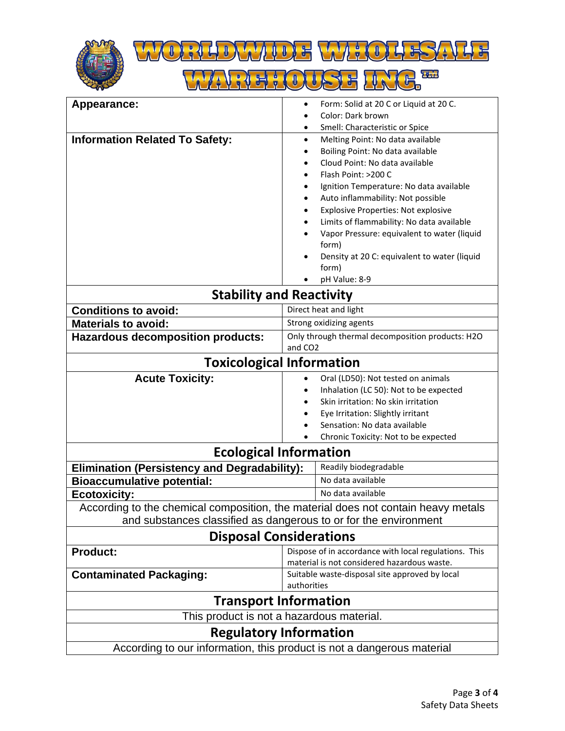| | |
|---|---|
| **Appearance:** | • Form: Solid at 20 C or Liquid at 20 C.<br>• Color: Dark brown<br>• Smell: Characteristic or Spice |
| **Information Related To Safety:** | • Melting Point: No data available<br>• Boiling Point: No data available<br>• Cloud Point: No data available<br>• Flash Point: >200 C<br>• Ignition Temperature: No data available<br>• Auto inflammability: Not possible<br>• Explosive Properties: Not explosive<br>• Limits of flammability: No data available<br>• Vapor Pressure: equivalent to water (liquid form)<br>• Density at 20 C: equivalent to water (liquid form)<br>• pH Value: 8-9 |

## Stability and Reactivity

| | |
|---|---|
| **Conditions to avoid:** | Direct heat and light |
| **Materials to avoid:** | Strong oxidizing agents |
| **Hazardous decomposition products:** | Only through thermal decomposition products: $H_2O$ and $CO_2$ |

## Toxicological Information

| | |
|---|---|
| **Acute Toxicity:** | • Oral (LD50): Not tested on animals<br>• Inhalation (LC 50): Not to be expected<br>• Skin irritation: No skin irritation<br>• Eye Irritation: Slightly irritant<br>• Sensation: No data available<br>• Chronic Toxicity: Not to be expected |

## Ecological Information

| | |
|---|---|
| **Elimination (Persistency and Degradability):** | Readily biodegradable |
| **Bioaccumulative potential:** | No data available |
| **Ecotoxicity:** | No data available |

According to the chemical composition, the material does not contain heavy metals and substances classified as dangerous to or for the environment

## Disposal Considerations

| | |
|---|---|
| **Product:** | Dispose of in accordance with local regulations. This material is not considered hazardous waste. |
| **Contaminated Packaging:** | Suitable waste-disposal site approved by local authorities |

## Transport Information

This product is not a hazardous material.

## Regulatory Information

According to our information, this product is not a dangerous material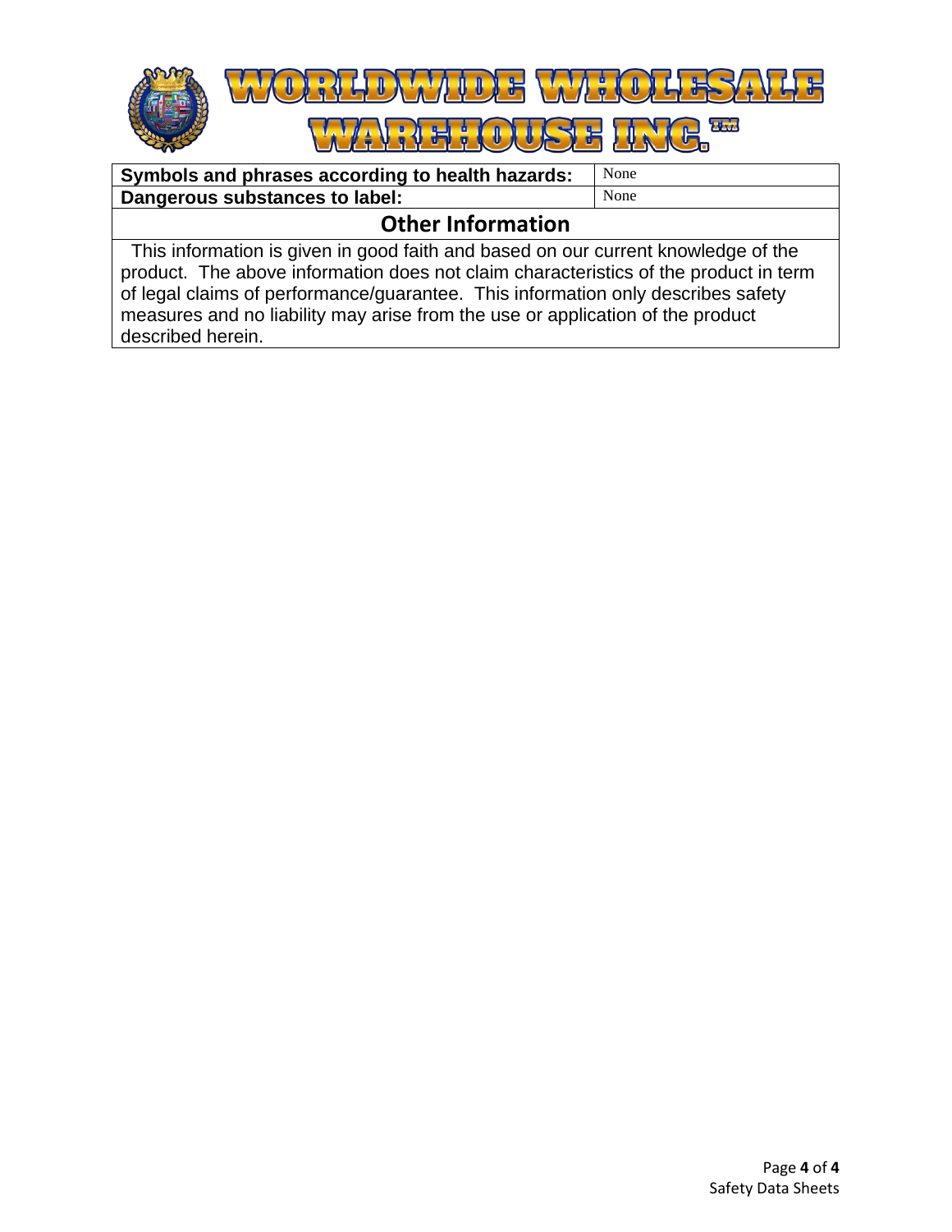| | |
|---|---|
| **Symbols and phrases according to health hazards:** | None |
| **Dangerous substances to label:** | None |

## Other Information

This information is given in good faith and based on our current knowledge of the product. The above information does not claim characteristics of the product in term of legal claims of performance/guarantee. This information only describes safety measures and no liability may arise from the use or application of the product described herein.